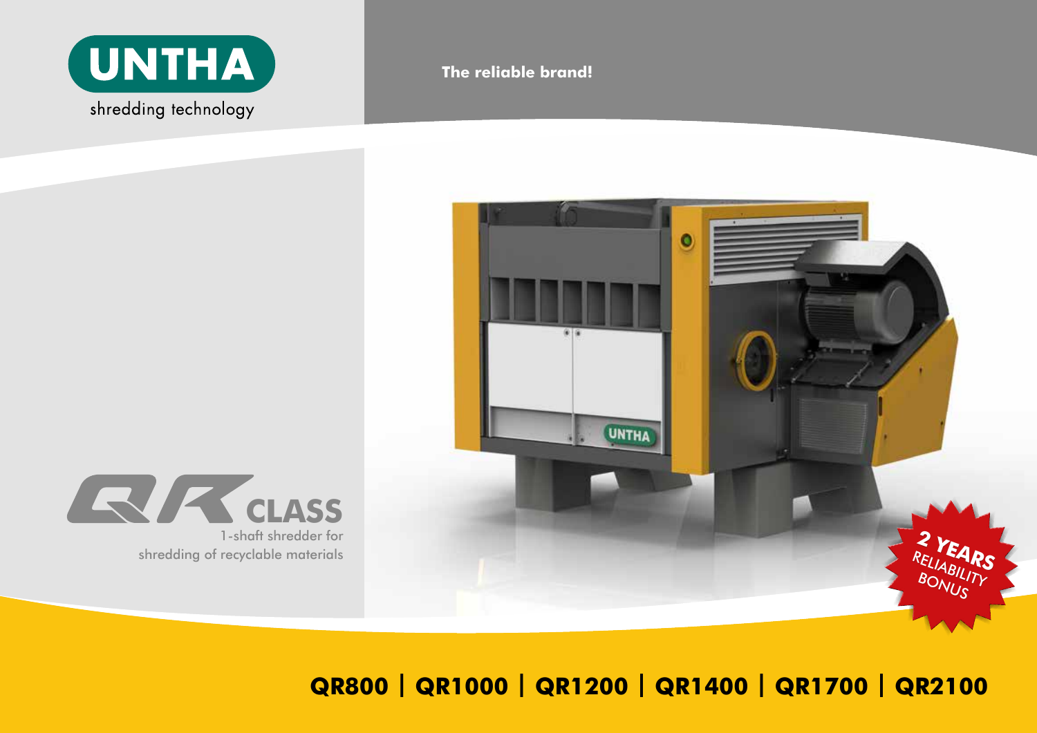UNTHA

shredding technology

**The reliable brand!**

# QR CLASS

1-shaft shredder for shredding of recyclable materials

2 YEARS RELIABILITY BONUS

**QR800 | QR1000 | QR1200 | QR1400 | QR1700 | QR2100**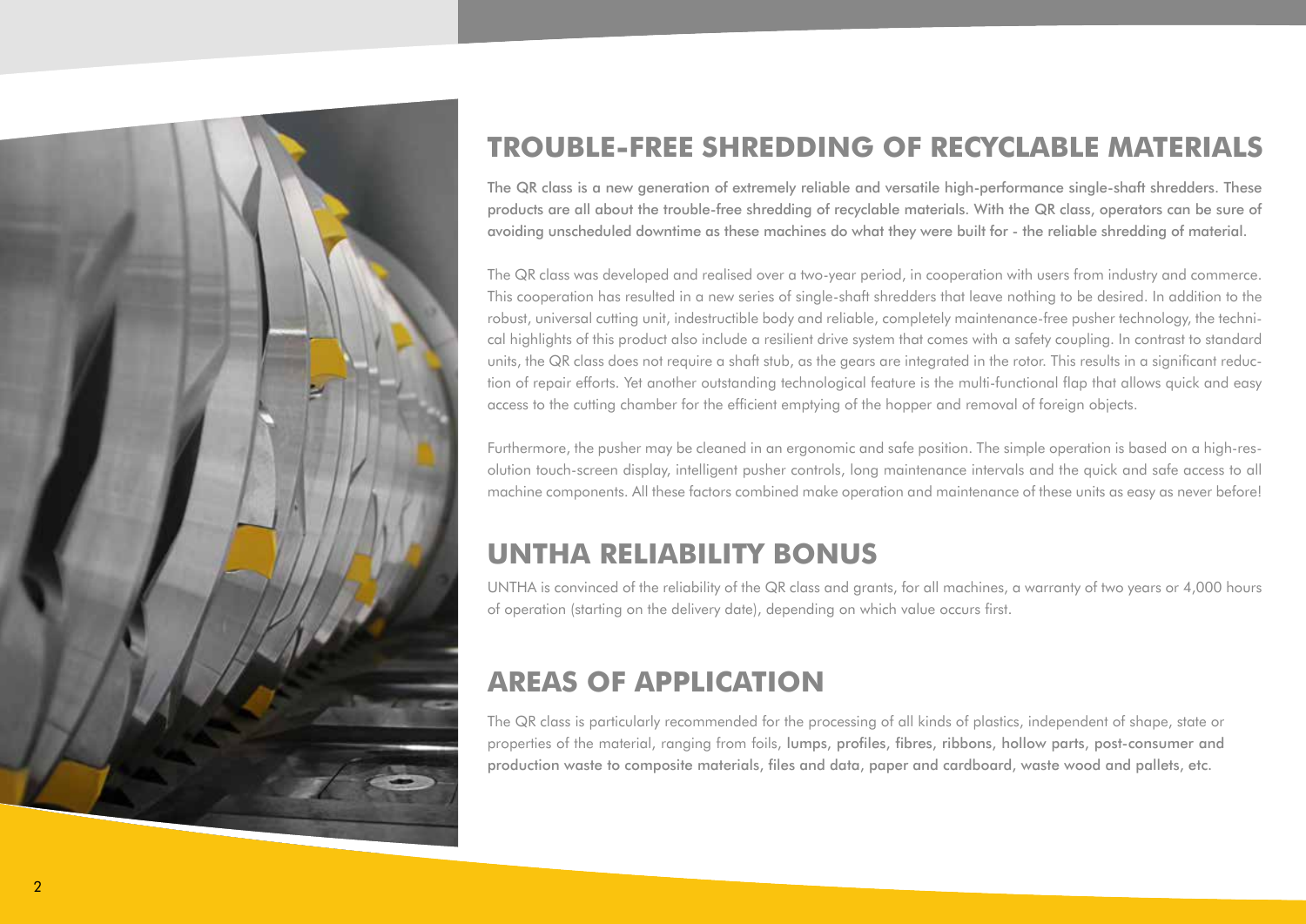## TROUBLE-FREE SHREDDING OF RECYCLABLE MATERIALS

The QR class is a new generation of extremely reliable and versatile high-performance single-shaft shredders. These products are all about the trouble-free shredding of recyclable materials. With the QR class, operators can be sure of avoiding unscheduled downtime as these machines do what they were built for - the reliable shredding of material.

The QR class was developed and realised over a two-year period, in cooperation with users from industry and commerce. This cooperation has resulted in a new series of single-shaft shredders that leave nothing to be desired. In addition to the robust, universal cutting unit, indestructible body and reliable, completely maintenance-free pusher technology, the technical highlights of this product also include a resilient drive system that comes with a safety coupling. In contrast to standard units, the QR class does not require a shaft stub, as the gears are integrated in the rotor. This results in a significant reduction of repair efforts. Yet another outstanding technological feature is the multi-functional flap that allows quick and easy access to the cutting chamber for the efficient emptying of the hopper and removal of foreign objects.

Furthermore, the pusher may be cleaned in an ergonomic and safe position. The simple operation is based on a high-resolution touch-screen display, intelligent pusher controls, long maintenance intervals and the quick and safe access to all machine components. All these factors combined make operation and maintenance of these units as easy as never before!

## UNTHA RELIABILITY BONUS

UNTHA is convinced of the reliability of the QR class and grants, for all machines, a warranty of two years or 4,000 hours of operation (starting on the delivery date), depending on which value occurs first.

## AREAS OF APPLICATION

The QR class is particularly recommended for the processing of all kinds of plastics, independent of shape, state or properties of the material, ranging from foils, lumps, profiles, fibres, ribbons, hollow parts, post-consumer and production waste to composite materials, files and data, paper and cardboard, waste wood and pallets, etc.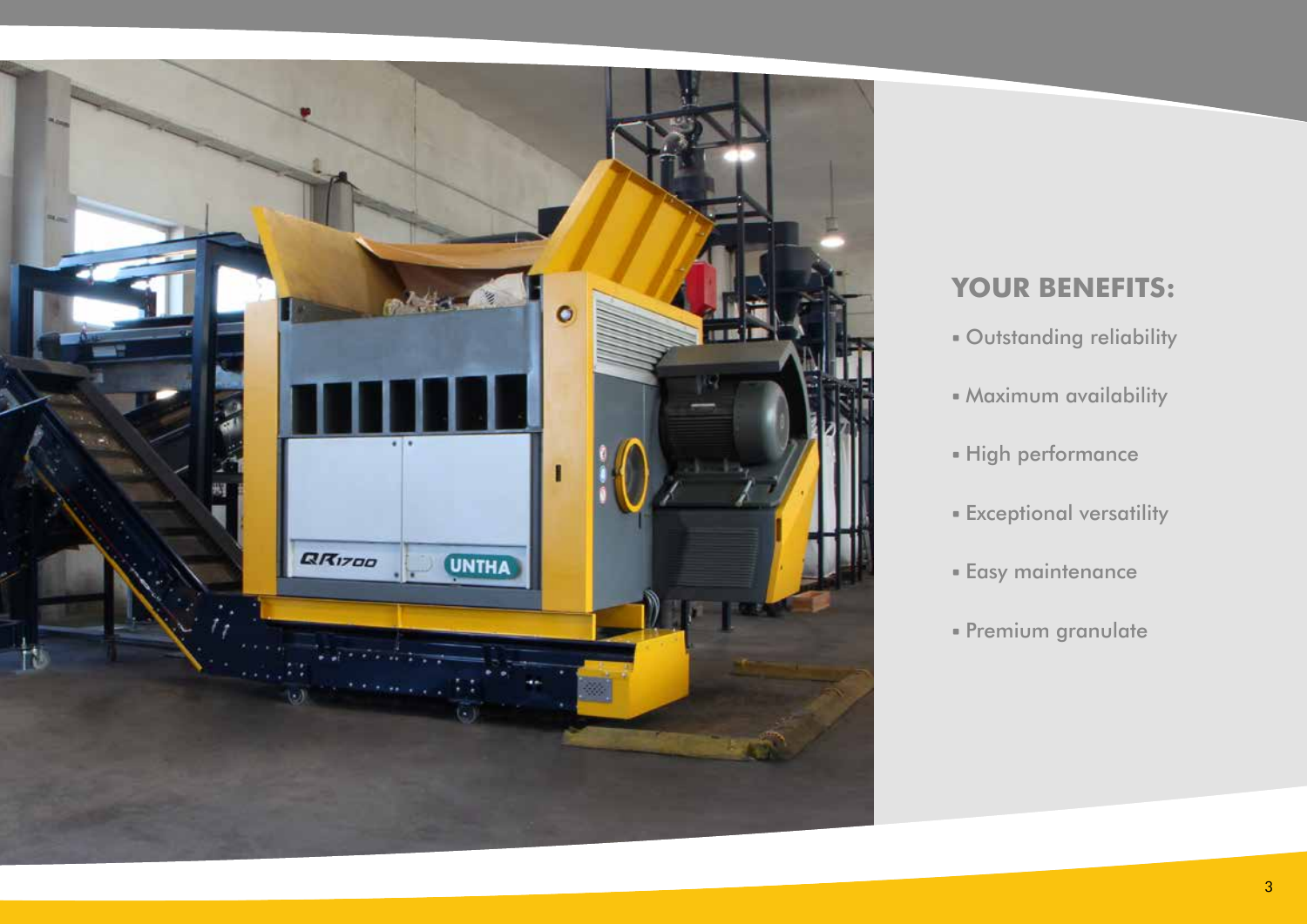## YOUR BENEFITS:

- Outstanding reliability
- Maximum availability
- High performance
- Exceptional versatility
- Easy maintenance
- Premium granulate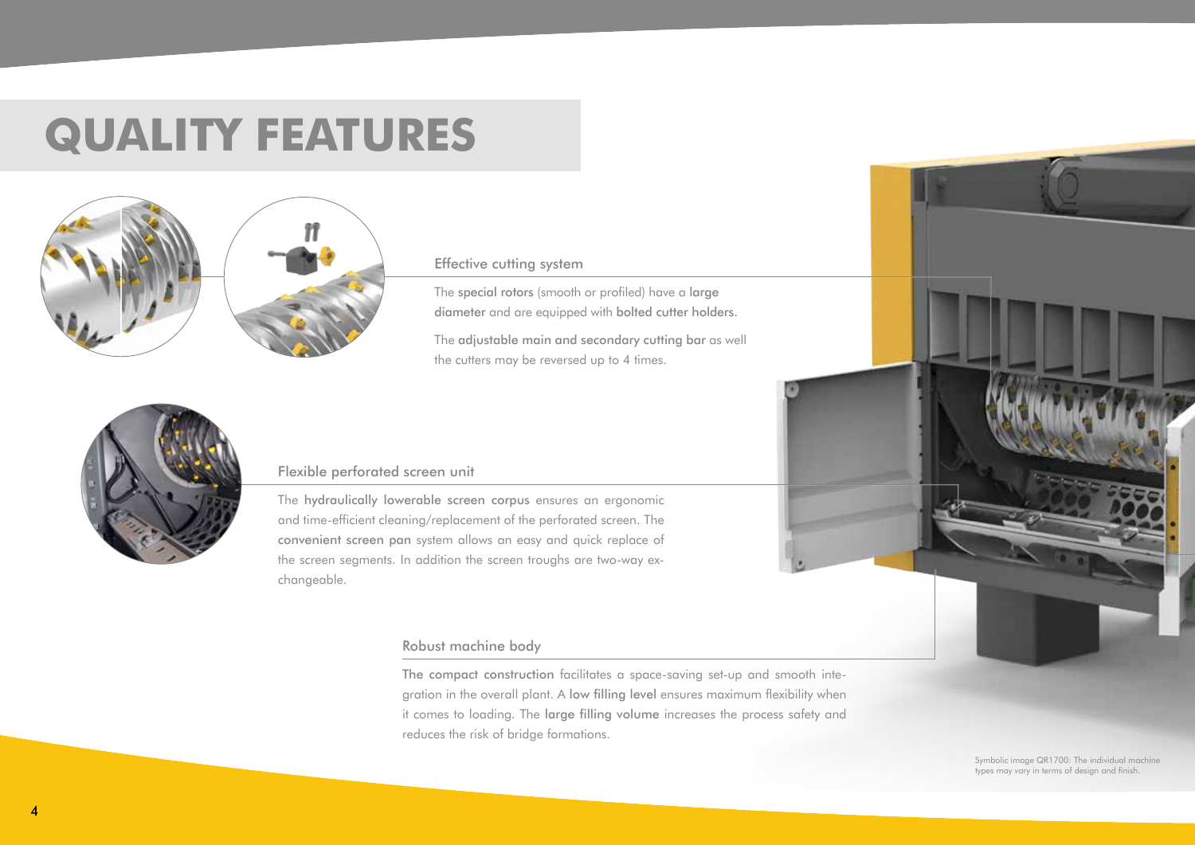# QUALITY FEATURES

## Effective cutting system

The special rotors (smooth or profiled) have a large diameter and are equipped with bolted cutter holders.

The adjustable main and secondary cutting bar as well the cutters may be reversed up to 4 times.

## Flexible perforated screen unit

The hydraulically lowerable screen corpus ensures an ergonomic and time-efficient cleaning/replacement of the perforated screen. The convenient screen pan system allows an easy and quick replace of the screen segments. In addition the screen troughs are two-way exchangeable.

## Robust machine body

The compact construction facilitates a space-saving set-up and smooth integration in the overall plant. A low filling level ensures maximum flexibility when it comes to loading. The large filling volume increases the process safety and reduces the risk of bridge formations.

Symbolic image QR1700: The individual machine types may vary in terms of design and finish.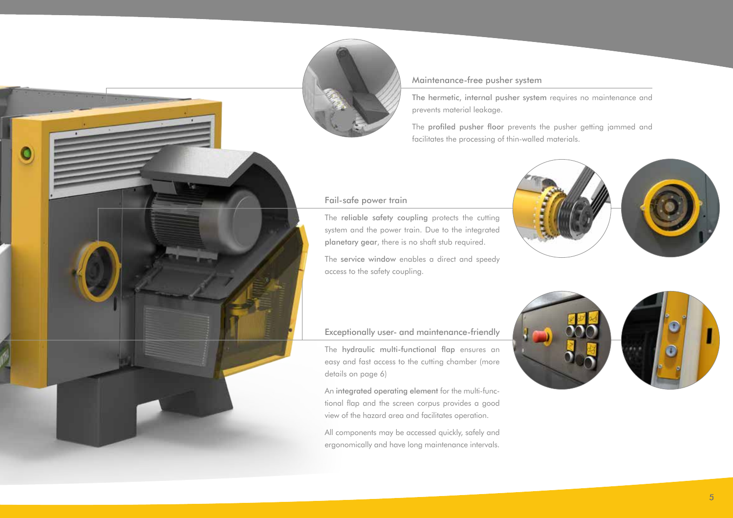## Maintenance-free pusher system

The **hermetic, internal pusher system** requires no maintenance and prevents material leakage.

The **profiled pusher floor** prevents the pusher getting jammed and facilitates the processing of thin-walled materials.

## Fail-safe power train

The **reliable safety coupling** protects the cutting system and the power train. Due to the integrated **planetary gear**, there is no shaft stub required.

The **service window** enables a direct and speedy access to the safety coupling.

## Exceptionally user- and maintenance-friendly

The **hydraulic multi-functional flap** ensures an easy and fast access to the cutting chamber (more details on page 6)

An **integrated operating element** for the multi-functional flap and the screen corpus provides a good view of the hazard area and facilitates operation.

All components may be accessed quickly, safely and ergonomically and have long maintenance intervals.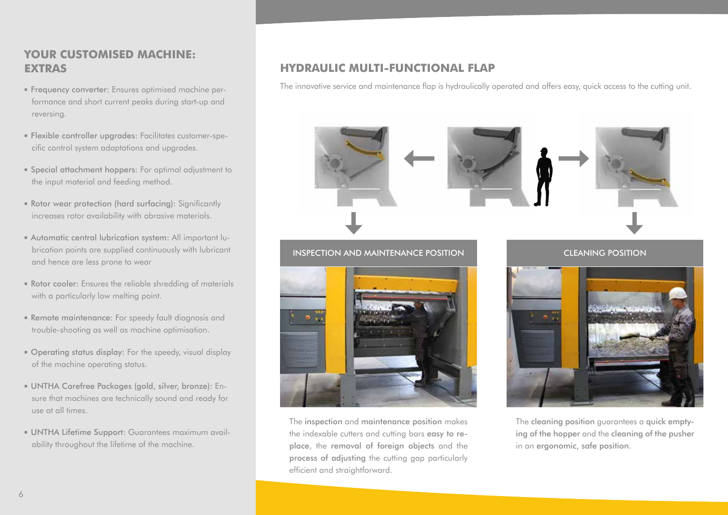## YOUR CUSTOMISED MACHINE: EXTRAS

- **Frequency converter:** Ensures optimised machine performance and short current peaks during start-up and reversing.
- **Flexible controller upgrades:** Facilitates customer-specific control system adaptations and upgrades.
- **Special attachment hoppers:** For optimal adjustment to the input material and feeding method.
- **Rotor wear protection (hard surfacing):** Significantly increases rotor availability with abrasive materials.
- **Automatic central lubrication system:** All important lubrication points are supplied continuously with lubricant and hence are less prone to wear
- **Rotor cooler:** Ensures the reliable shredding of materials with a particularly low melting point.
- **Remote maintenance:** For speedy fault diagnosis and trouble-shooting as well as machine optimisation.
- **Operating status display:** For the speedy, visual display of the machine operating status.
- **UNTHA Carefree Packages (gold, silver, bronze):** Ensure that machines are technically sound and ready for use at all times.
- **UNTHA Lifetime Support:** Guarantees maximum availability throughout the lifetime of the machine.

## HYDRAULIC MULTI-FUNCTIONAL FLAP

The innovative service and maintenance flap is hydraulically operated and offers easy, quick access to the cutting unit.

### INSPECTION AND MAINTENANCE POSITION

The inspection and maintenance position makes the indexable cutters and cutting bars easy to replace, the removal of foreign objects and the process of adjusting the cutting gap particularly efficient and straightforward.

### CLEANING POSITION

The cleaning position guarantees a quick emptying of the hopper and the cleaning of the pusher in an ergonomic, safe position.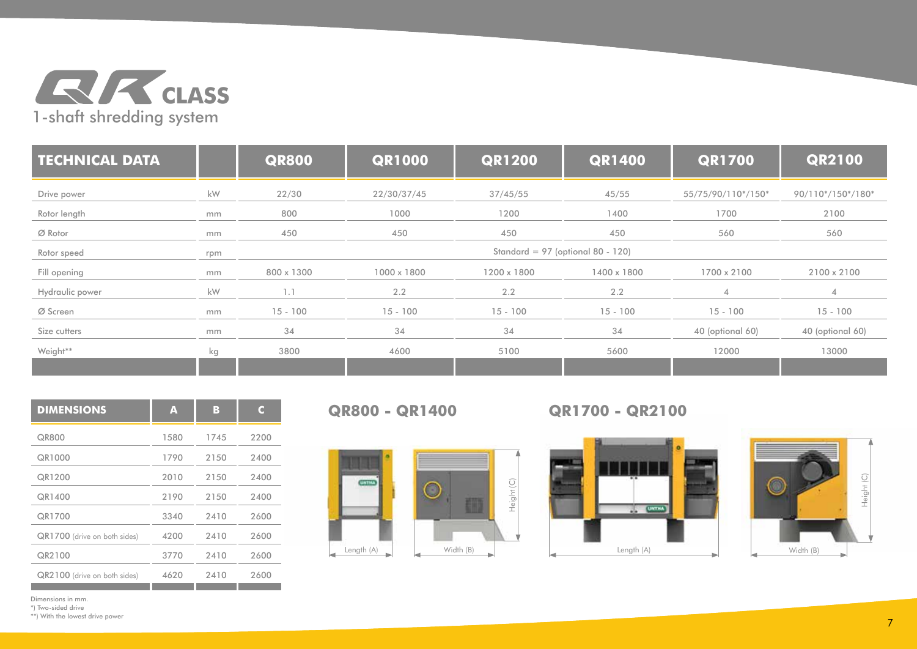# QR CLASS

1-shaft shredding system

| TECHNICAL DATA | | QR800 | QR1000 | QR1200 | QR1400 | QR1700 | QR2100 |
|---|---|---|---|---|---|---|---|
| Drive power | kW | 22/30 | 22/30/37/45 | 37/45/55 | 45/55 | 55/75/90/110*/150* | 90/110*/150*/180* |
| Rotor length | mm | 800 | 1000 | 1200 | 1400 | 1700 | 2100 |
| Ø Rotor | mm | 450 | 450 | 450 | 450 | 560 | 560 |
| Rotor speed | rpm | Standard = 97 (optional 80 - 120) | | | | | |
| Fill opening | mm | 800 x 1300 | 1000 x 1800 | 1200 x 1800 | 1400 x 1800 | 1700 x 2100 | 2100 x 2100 |
| Hydraulic power | kW | 1.1 | 2.2 | 2.2 | 2.2 | 4 | 4 |
| Ø Screen | mm | 15 - 100 | 15 - 100 | 15 - 100 | 15 - 100 | 15 - 100 | 15 - 100 |
| Size cutters | mm | 34 | 34 | 34 | 34 | 40 (optional 60) | 40 (optional 60) |
| Weight** | kg | 3800 | 4600 | 5100 | 5600 | 12000 | 13000 |

| DIMENSIONS | A | B | C |
|---|---|---|---|
| QR800 | 1580 | 1745 | 2200 |
| QR1000 | 1790 | 2150 | 2400 |
| QR1200 | 2010 | 2150 | 2400 |
| QR1400 | 2190 | 2150 | 2400 |
| QR1700 | 3340 | 2410 | 2600 |
| QR1700 (drive on both sides) | 4200 | 2410 | 2600 |
| QR2100 | 3770 | 2410 | 2600 |
| QR2100 (drive on both sides) | 4620 | 2410 | 2600 |

## QR800 - QR1400

Length (A) Width (B) Height (C)

## QR1700 - QR2100

Length (A) Width (B) Height (C)

Dimensions in mm.
*) Two-sided drive
**) With the lowest drive power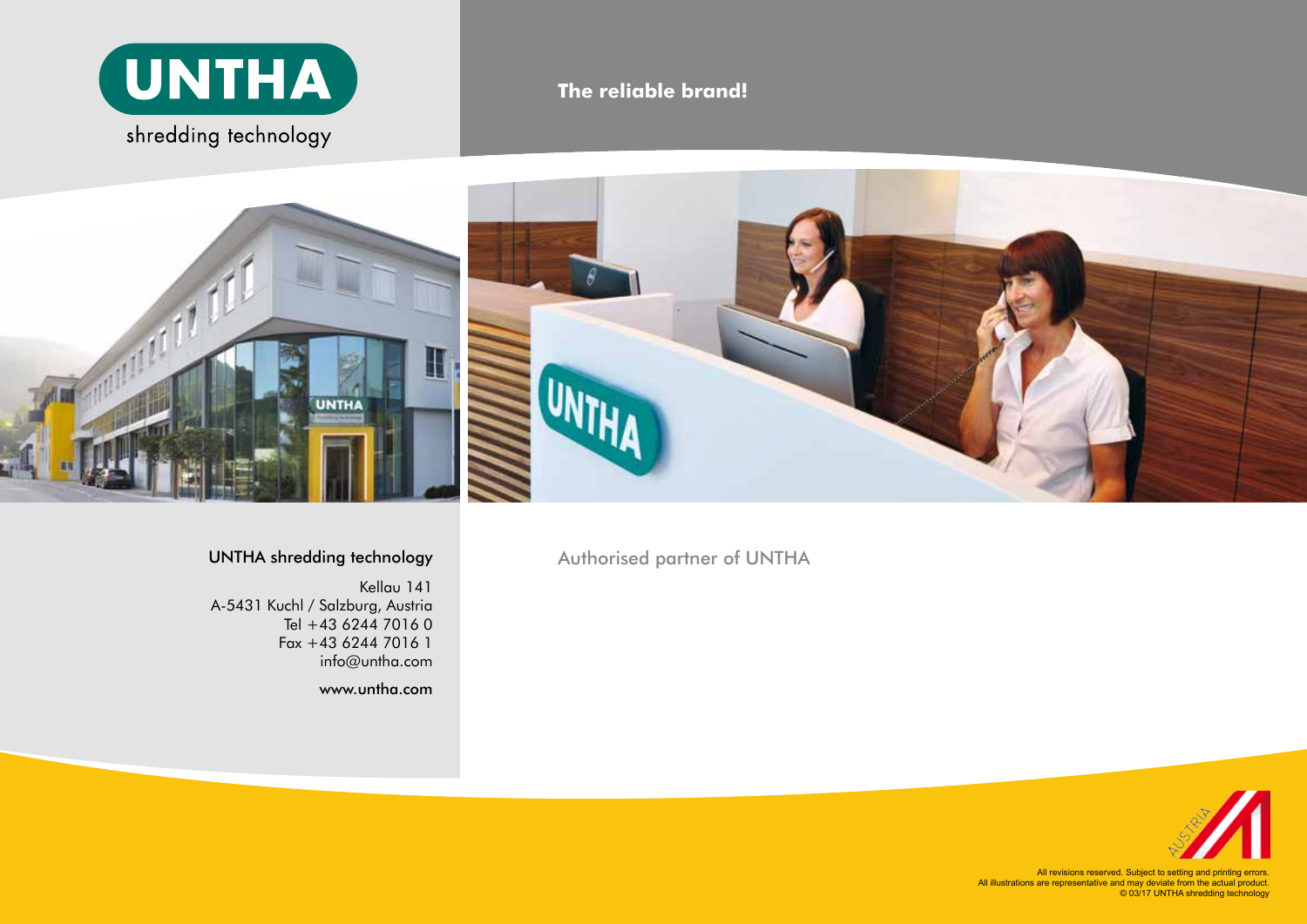**UNTHA**

shredding technology

**The reliable brand!**

UNTHA shredding technology

Kellau 141
A-5431 Kuchl / Salzburg, Austria
Tel +43 6244 7016 0
Fax +43 6244 7016 1
info@untha.com

www.untha.com

Authorised partner of UNTHA

AUSTRIA

All revisions reserved. Subject to setting and printing errors.
All illustrations are representative and may deviate from the actual product.
© 03/17 UNTHA shredding technology